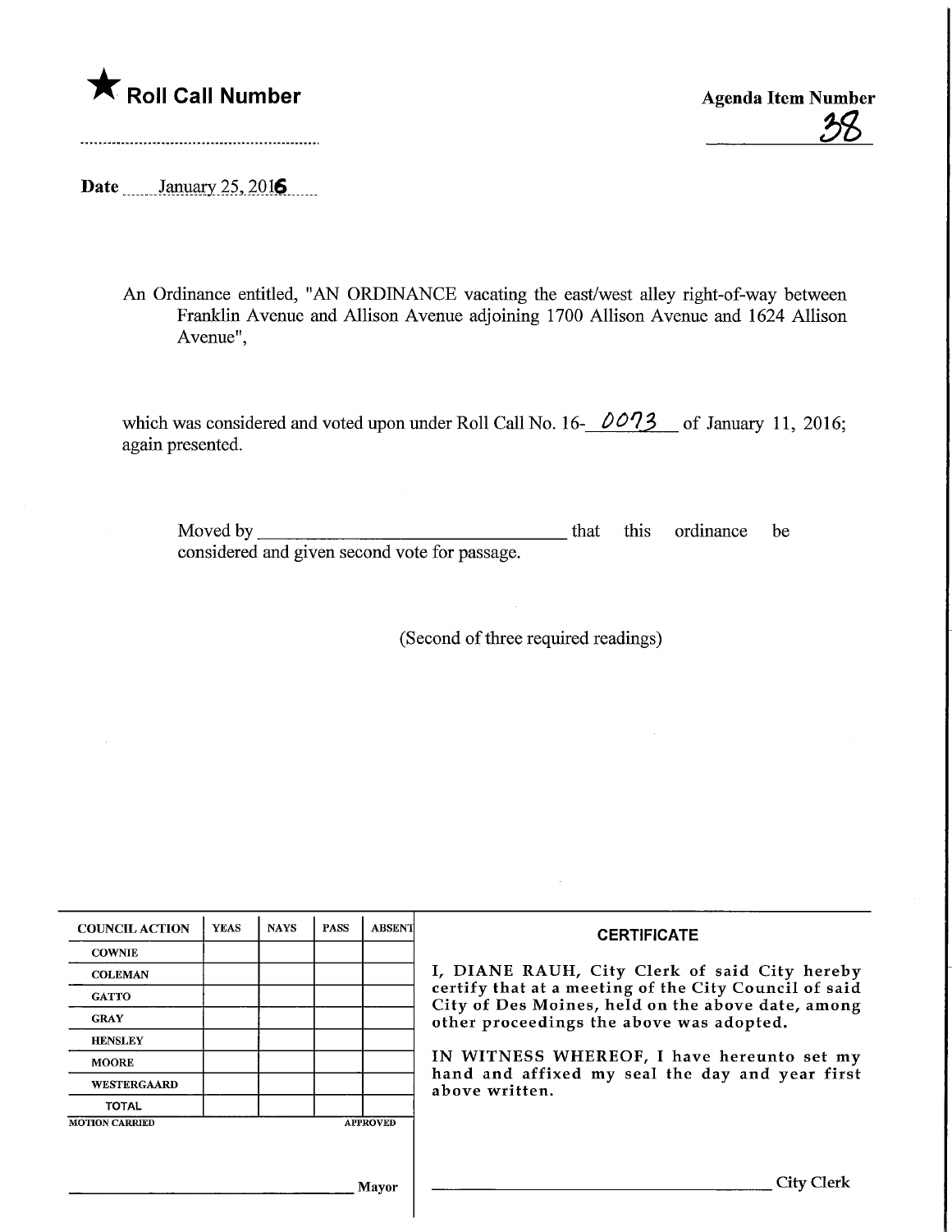★ **Roll Call Number**

**Agenda Item Number**

38

**Date** January 25, 2016

An Ordinance entitled, "AN ORDINANCE vacating the east/west alley right-of-way between Franklin Avenue and Allison Avenue adjoining 1700 Allison Avenue and 1624 Allison Avenue",

which was considered and voted upon under Roll Call No. 16- 0073 of January 11, 2016; again presented.

Moved by ______________________ that this ordinance be considered and given second vote for passage.

(Second of three required readings)

| COUNCIL ACTION | YEAS | NAYS | PASS | ABSENT |
|---|---|---|---|---|
| COWNIE | | | | |
| COLEMAN | | | | |
| GATTO | | | | |
| GRAY | | | | |
| HENSLEY | | | | |
| MOORE | | | | |
| WESTERGAARD | | | | |
| TOTAL | | | | |

MOTION CARRIED APPROVED

______________________ Mayor

**CERTIFICATE**

I, DIANE RAUH, City Clerk of said City hereby certify that at a meeting of the City Council of said City of Des Moines, held on the above date, among other proceedings the above was adopted.

IN WITNESS WHEREOF, I have hereunto set my hand and affixed my seal the day and year first above written.

______________________ City Clerk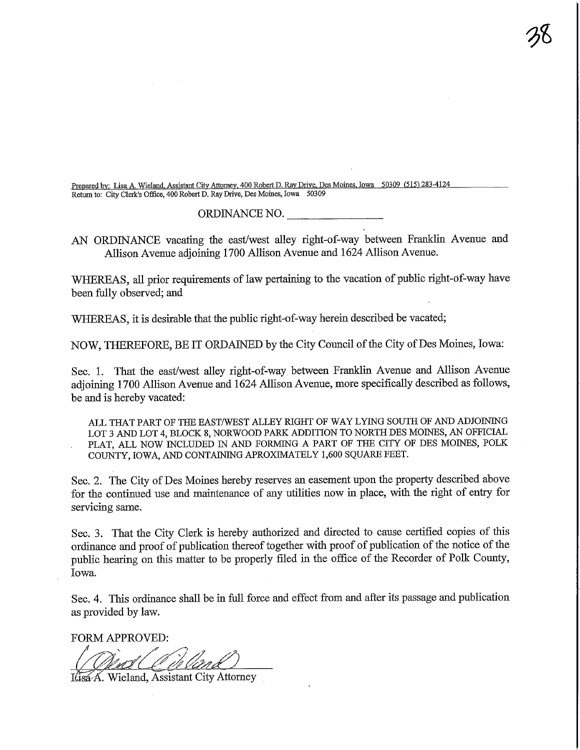Prepared by: Lisa A. Wieland, Assistant City Attorney, 400 Robert D. Ray Drive, Des Moines, Iowa 50309 (515) 283-4124
Return to: City Clerk's Office, 400 Robert D. Ray Drive, Des Moines, Iowa 50309

ORDINANCE NO. ________________

AN ORDINANCE vacating the east/west alley right-of-way between Franklin Avenue and Allison Avenue adjoining 1700 Allison Avenue and 1624 Allison Avenue.

WHEREAS, all prior requirements of law pertaining to the vacation of public right-of-way have been fully observed; and

WHEREAS, it is desirable that the public right-of-way herein described be vacated;

NOW, THEREFORE, BE IT ORDAINED by the City Council of the City of Des Moines, Iowa:

Sec. 1. That the east/west alley right-of-way between Franklin Avenue and Allison Avenue adjoining 1700 Allison Avenue and 1624 Allison Avenue, more specifically described as follows, be and is hereby vacated:

ALL THAT PART OF THE EAST/WEST ALLEY RIGHT OF WAY LYING SOUTH OF AND ADJOINING LOT 3 AND LOT 4, BLOCK 8, NORWOOD PARK ADDITION TO NORTH DES MOINES, AN OFFICIAL PLAT, ALL NOW INCLUDED IN AND FORMING A PART OF THE CITY OF DES MOINES, POLK COUNTY, IOWA, AND CONTAINING APROXIMATELY 1,600 SQUARE FEET.

Sec. 2. The City of Des Moines hereby reserves an easement upon the property described above for the continued use and maintenance of any utilities now in place, with the right of entry for servicing same.

Sec. 3. That the City Clerk is hereby authorized and directed to cause certified copies of this ordinance and proof of publication thereof together with proof of publication of the notice of the public hearing on this matter to be properly filed in the office of the Recorder of Polk County, Iowa.

Sec. 4. This ordinance shall be in full force and effect from and after its passage and publication as provided by law.

FORM APPROVED:

Lisa A. Wieland, Assistant City Attorney